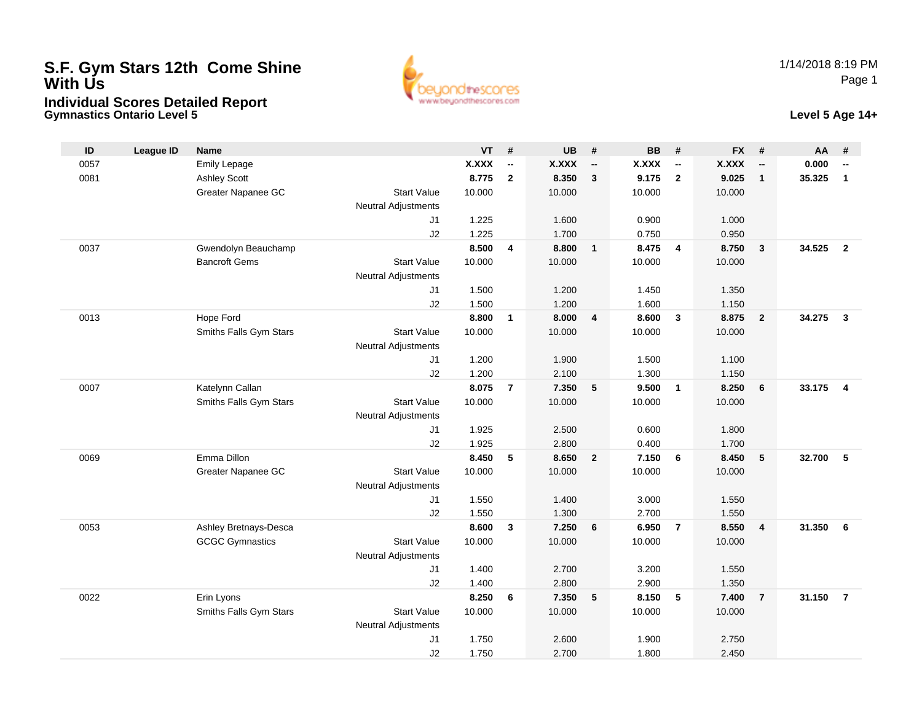# S.F. Gym Stars 12th Come Shine With Us

## Individual Scores Detailed Report

**Gymnastics Ontario Level 5**

1/14/2018 8:19 PM

**Level 5 Age 14+**

| ID | League ID | Name | | VT | # | UB | # | BB | # | FX | # | AA | # |
|---|---|---|---|---|---|---|---|---|---|---|---|---|---|
| 0057 | | Emily Lepage | | **X.XXX** | **--** | **X.XXX** | **--** | **X.XXX** | **--** | **X.XXX** | **--** | **0.000** | **--** |
| 0081 | | Ashley Scott | | **8.775** | **2** | **8.350** | **3** | **9.175** | **2** | **9.025** | **1** | **35.325** | **1** |
| | | Greater Napanee GC | Start Value | 10.000 | | 10.000 | | 10.000 | | 10.000 | | | |
| | | | Neutral Adjustments | | | | | | | | | | |
| | | | J1 | 1.225 | | 1.600 | | 0.900 | | 1.000 | | | |
| | | | J2 | 1.225 | | 1.700 | | 0.750 | | 0.950 | | | |
| 0037 | | Gwendolyn Beauchamp | | **8.500** | **4** | **8.800** | **1** | **8.475** | **4** | **8.750** | **3** | **34.525** | **2** |
| | | Bancroft Gems | Start Value | 10.000 | | 10.000 | | 10.000 | | 10.000 | | | |
| | | | Neutral Adjustments | | | | | | | | | | |
| | | | J1 | 1.500 | | 1.200 | | 1.450 | | 1.350 | | | |
| | | | J2 | 1.500 | | 1.200 | | 1.600 | | 1.150 | | | |
| 0013 | | Hope Ford | | **8.800** | **1** | **8.000** | **4** | **8.600** | **3** | **8.875** | **2** | **34.275** | **3** |
| | | Smiths Falls Gym Stars | Start Value | 10.000 | | 10.000 | | 10.000 | | 10.000 | | | |
| | | | Neutral Adjustments | | | | | | | | | | |
| | | | J1 | 1.200 | | 1.900 | | 1.500 | | 1.100 | | | |
| | | | J2 | 1.200 | | 2.100 | | 1.300 | | 1.150 | | | |
| 0007 | | Katelynn Callan | | **8.075** | **7** | **7.350** | **5** | **9.500** | **1** | **8.250** | **6** | **33.175** | **4** |
| | | Smiths Falls Gym Stars | Start Value | 10.000 | | 10.000 | | 10.000 | | 10.000 | | | |
| | | | Neutral Adjustments | | | | | | | | | | |
| | | | J1 | 1.925 | | 2.500 | | 0.600 | | 1.800 | | | |
| | | | J2 | 1.925 | | 2.800 | | 0.400 | | 1.700 | | | |
| 0069 | | Emma Dillon | | **8.450** | **5** | **8.650** | **2** | **7.150** | **6** | **8.450** | **5** | **32.700** | **5** |
| | | Greater Napanee GC | Start Value | 10.000 | | 10.000 | | 10.000 | | 10.000 | | | |
| | | | Neutral Adjustments | | | | | | | | | | |
| | | | J1 | 1.550 | | 1.400 | | 3.000 | | 1.550 | | | |
| | | | J2 | 1.550 | | 1.300 | | 2.700 | | 1.550 | | | |
| 0053 | | Ashley Bretnays-Desca | | **8.600** | **3** | **7.250** | **6** | **6.950** | **7** | **8.550** | **4** | **31.350** | **6** |
| | | GCGC Gymnastics | Start Value | 10.000 | | 10.000 | | 10.000 | | 10.000 | | | |
| | | | Neutral Adjustments | | | | | | | | | | |
| | | | J1 | 1.400 | | 2.700 | | 3.200 | | 1.550 | | | |
| | | | J2 | 1.400 | | 2.800 | | 2.900 | | 1.350 | | | |
| 0022 | | Erin Lyons | | **8.250** | **6** | **7.350** | **5** | **8.150** | **5** | **7.400** | **7** | **31.150** | **7** |
| | | Smiths Falls Gym Stars | Start Value | 10.000 | | 10.000 | | 10.000 | | 10.000 | | | |
| | | | Neutral Adjustments | | | | | | | | | | |
| | | | J1 | 1.750 | | 2.600 | | 1.900 | | 2.750 | | | |
| | | | J2 | 1.750 | | 2.700 | | 1.800 | | 2.450 | | | |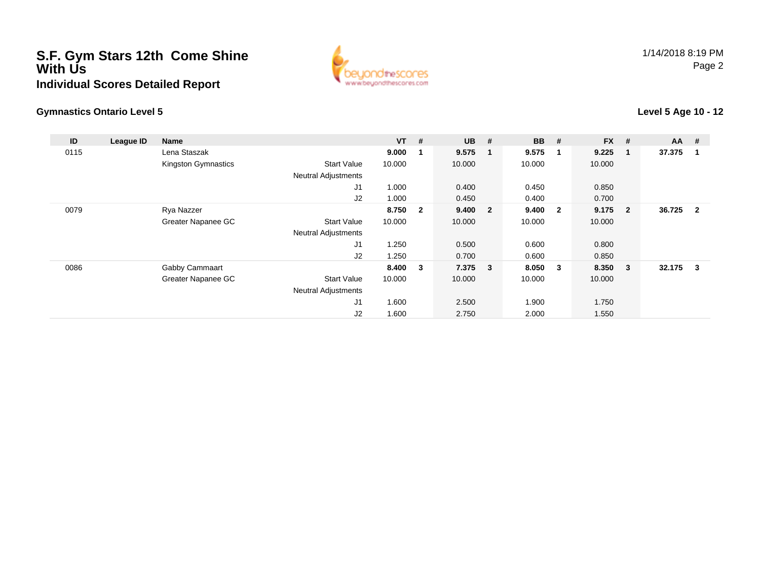# S.F. Gym Stars 12th Come Shine With Us

## Individual Scores Detailed Report

1/14/2018 8:19 PM

### Gymnastics Ontario Level 5

### Level 5 Age 10 - 12

| ID | League ID | Name | | VT | # | UB | # | BB | # | FX | # | AA | # |
|---|---|---|---|---|---|---|---|---|---|---|---|---|---|
| 0115 | | Lena Staszak | | **9.000** | **1** | **9.575** | **1** | **9.575** | **1** | **9.225** | **1** | **37.375** | **1** |
| | | Kingston Gymnastics | Start Value | 10.000 | | 10.000 | | 10.000 | | 10.000 | | | |
| | | | Neutral Adjustments | | | | | | | | | | |
| | | | J1 | 1.000 | | 0.400 | | 0.450 | | 0.850 | | | |
| | | | J2 | 1.000 | | 0.450 | | 0.400 | | 0.700 | | | |
| 0079 | | Rya Nazzer | | **8.750** | **2** | **9.400** | **2** | **9.400** | **2** | **9.175** | **2** | **36.725** | **2** |
| | | Greater Napanee GC | Start Value | 10.000 | | 10.000 | | 10.000 | | 10.000 | | | |
| | | | Neutral Adjustments | | | | | | | | | | |
| | | | J1 | 1.250 | | 0.500 | | 0.600 | | 0.800 | | | |
| | | | J2 | 1.250 | | 0.700 | | 0.600 | | 0.850 | | | |
| 0086 | | Gabby Cammaart | | **8.400** | **3** | **7.375** | **3** | **8.050** | **3** | **8.350** | **3** | **32.175** | **3** |
| | | Greater Napanee GC | Start Value | 10.000 | | 10.000 | | 10.000 | | 10.000 | | | |
| | | | Neutral Adjustments | | | | | | | | | | |
| | | | J1 | 1.600 | | 2.500 | | 1.900 | | 1.750 | | | |
| | | | J2 | 1.600 | | 2.750 | | 2.000 | | 1.550 | | | |